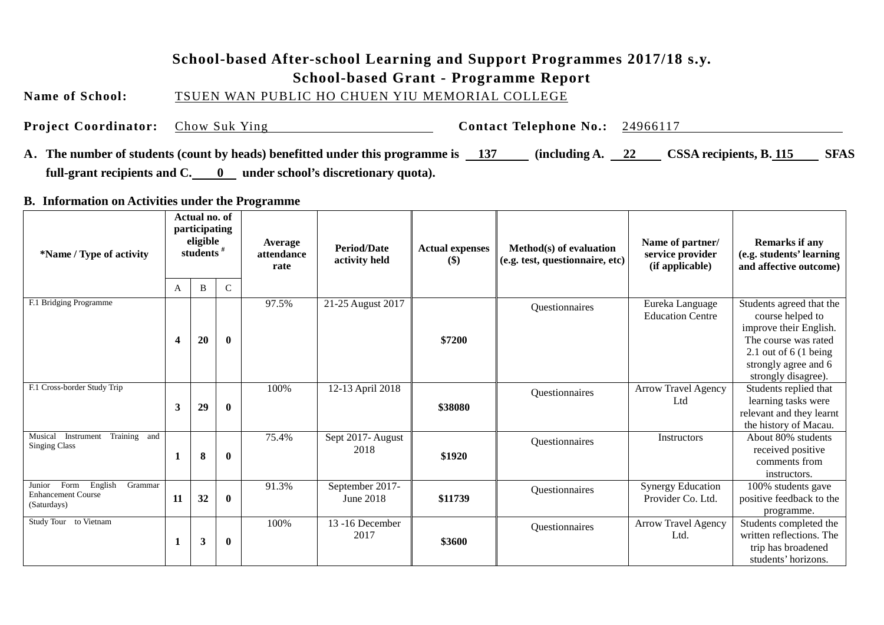# School-based After-school Learning and Support Programmes 2017/18 s.y.

## School-based Grant - Programme Report

**Name of School:** TSUEN WAN PUBLIC HO CHUEN YIU MEMORIAL COLLEGE

**Project Coordinator:** Chow Suk Ying **Contact Telephone No.:** 24966117

**A. The number of students (count by heads) benefitted under this programme is 137 (including A. 22 CSSA recipients, B. 115 SFAS full-grant recipients and C. 0 under school's discretionary quota).**

**B. Information on Activities under the Programme**

| *Name / Type of activity | Actual no. of participating eligible students # | | | Average attendance rate | Period/Date activity held | Actual expenses ($) | Method(s) of evaluation (e.g. test, questionnaire, etc) | Name of partner/ service provider (if applicable) | Remarks if any (e.g. students' learning and affective outcome) |
|---|---|---|---|---|---|---|---|---|---|
| | A | B | C | | | | | | |
| F.1 Bridging Programme | **4** | **20** | **0** | 97.5% | 21-25 August 2017 | **$7200** | Questionnaires | Eureka Language Education Centre | Students agreed that the course helped to improve their English. The course was rated 2.1 out of 6 (1 being strongly agree and 6 strongly disagree). |
| F.1 Cross-border Study Trip | **3** | **29** | **0** | 100% | 12-13 April 2018 | **$38080** | Questionnaires | Arrow Travel Agency Ltd | Students replied that learning tasks were relevant and they learnt the history of Macau. |
| Musical Instrument Training and Singing Class | **1** | **8** | **0** | 75.4% | Sept 2017- August 2018 | **$1920** | Questionnaires | Instructors | About 80% students received positive comments from instructors. |
| Junior Form English Grammar Enhancement Course (Saturdays) | **11** | **32** | **0** | 91.3% | September 2017- June 2018 | **$11739** | Questionnaires | Synergy Education Provider Co. Ltd. | 100% students gave positive feedback to the programme. |
| Study Tour to Vietnam | **1** | **3** | **0** | 100% | 13 -16 December 2017 | **$3600** | Questionnaires | Arrow Travel Agency Ltd. | Students completed the written reflections. The trip has broadened students' horizons. |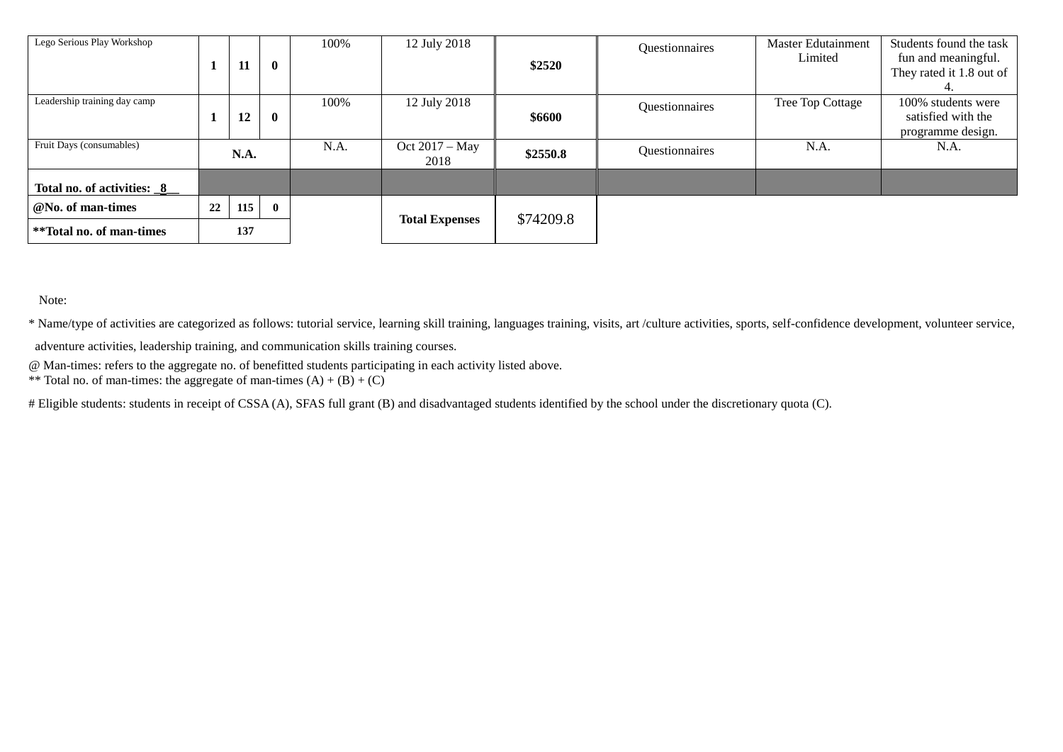| Lego Serious Play Workshop | 1 | 11 | 0 | 100% | 12 July 2018 | **$2520** | Questionnaires | Master Edutainment Limited | Students found the task fun and meaningful. They rated it 1.8 out of 4. |
|---|---|---|---|---|---|---|---|---|---|
| Leadership training day camp | 1 | 12 | 0 | 100% | 12 July 2018 | **$6600** | Questionnaires | Tree Top Cottage | 100% students were satisfied with the programme design. |
| Fruit Days (consumables) | N.A. | | | N.A. | Oct 2017 – May 2018 | **$2550.8** | Questionnaires | N.A. | N.A. |
| **Total no. of activities: _8__** | | | | | | | | | |
| **@No. of man-times** | 22 | 115 | 0 | | **Total Expenses** | $74209.8 | | | |
| **\*\*Total no. of man-times** | 137 | | | | | | | | |

Note:

* Name/type of activities are categorized as follows: tutorial service, learning skill training, languages training, visits, art /culture activities, sports, self-confidence development, volunteer service, adventure activities, leadership training, and communication skills training courses.

@ Man-times: refers to the aggregate no. of benefitted students participating in each activity listed above.

** Total no. of man-times: the aggregate of man-times (A) + (B) + (C)

# Eligible students: students in receipt of CSSA (A), SFAS full grant (B) and disadvantaged students identified by the school under the discretionary quota (C).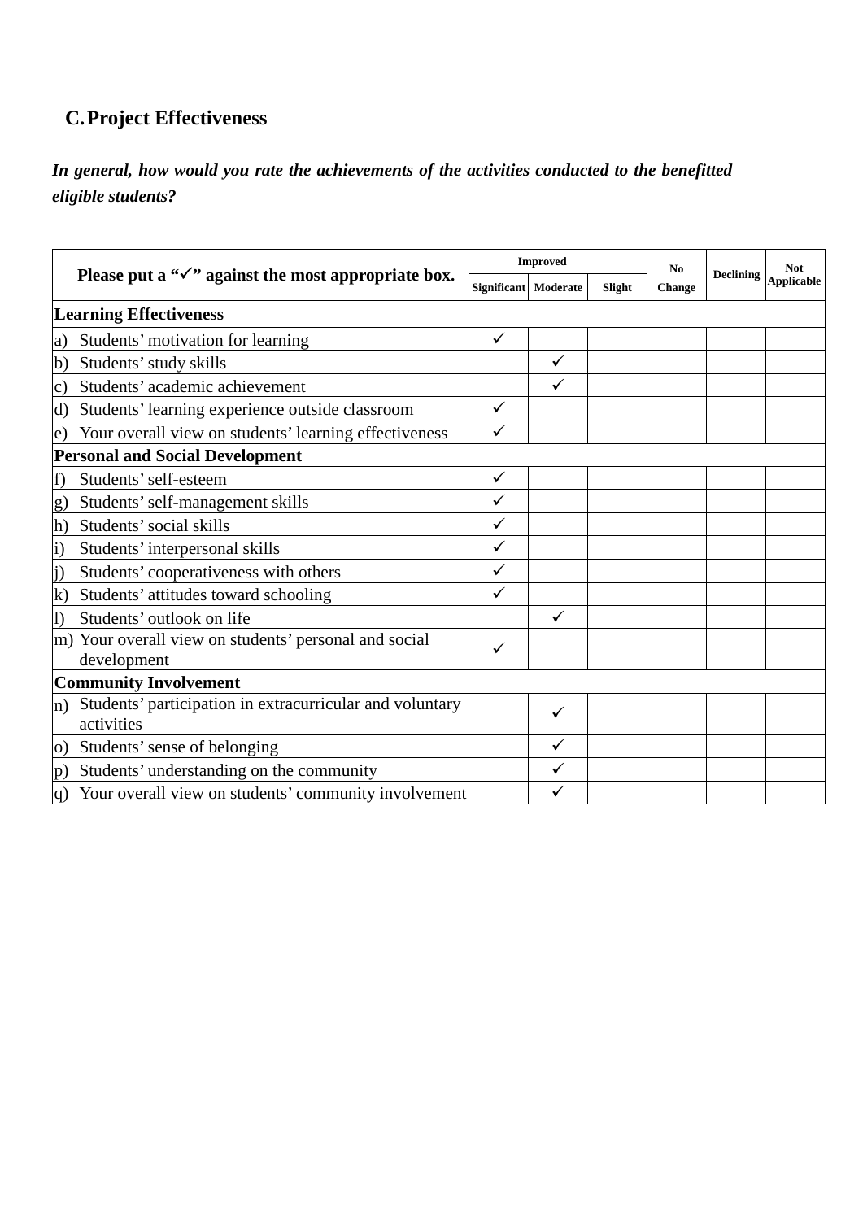## C. Project Effectiveness

***In general, how would you rate the achievements of the activities conducted to the benefitted eligible students?***

| Please put a "✓" against the most appropriate box. | Improved | | | No Change | Declining | Not Applicable |
|---|---|---|---|---|---|---|
| | Significant | Moderate | Slight | | | |
| **Learning Effectiveness** | | | | | | |
| a) Students' motivation for learning | ✓ | | | | | |
| b) Students' study skills | | ✓ | | | | |
| c) Students' academic achievement | | ✓ | | | | |
| d) Students' learning experience outside classroom | ✓ | | | | | |
| e) Your overall view on students' learning effectiveness | ✓ | | | | | |
| **Personal and Social Development** | | | | | | |
| f) Students' self-esteem | ✓ | | | | | |
| g) Students' self-management skills | ✓ | | | | | |
| h) Students' social skills | ✓ | | | | | |
| i) Students' interpersonal skills | ✓ | | | | | |
| j) Students' cooperativeness with others | ✓ | | | | | |
| k) Students' attitudes toward schooling | ✓ | | | | | |
| l) Students' outlook on life | | ✓ | | | | |
| m) Your overall view on students' personal and social development | ✓ | | | | | |
| **Community Involvement** | | | | | | |
| n) Students' participation in extracurricular and voluntary activities | | ✓ | | | | |
| o) Students' sense of belonging | | ✓ | | | | |
| p) Students' understanding on the community | | ✓ | | | | |
| q) Your overall view on students' community involvement | | ✓ | | | | |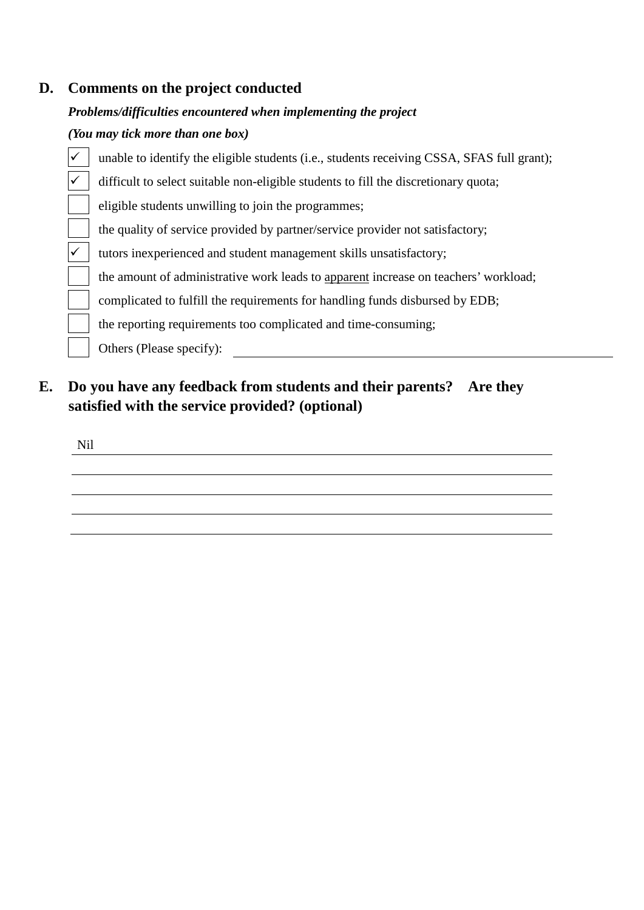## D. Comments on the project conducted

***Problems/difficulties encountered when implementing the project***

***(You may tick more than one box)***

- [x] unable to identify the eligible students (i.e., students receiving CSSA, SFAS full grant);
- [x] difficult to select suitable non-eligible students to fill the discretionary quota;
- [ ] eligible students unwilling to join the programmes;
- [ ] the quality of service provided by partner/service provider not satisfactory;
- [x] tutors inexperienced and student management skills unsatisfactory;
- [ ] the amount of administrative work leads to <u>apparent</u> increase on teachers' workload;
- [ ] complicated to fulfill the requirements for handling funds disbursed by EDB;
- [ ] the reporting requirements too complicated and time-consuming;
- [ ] Others (Please specify): ______________________________

## E. Do you have any feedback from students and their parents? Are they satisfied with the service provided? (optional)

Nil